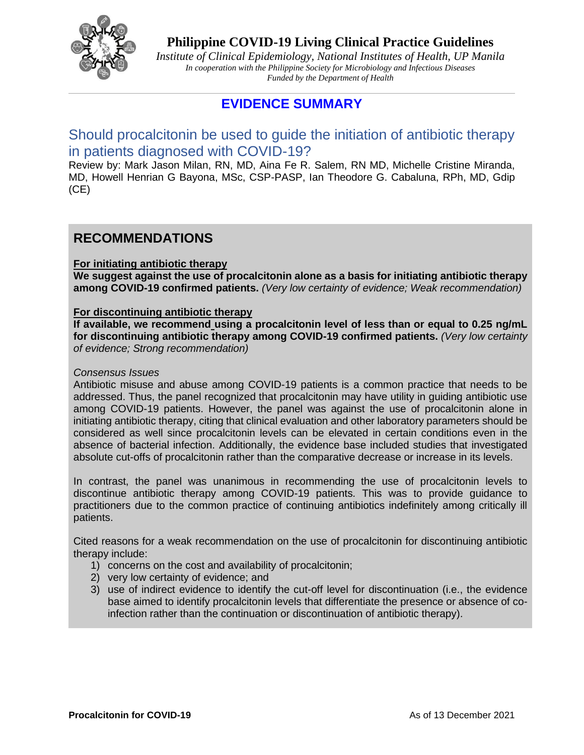# Philippine COVID-19 Living Clinical Practice Guidelines

*Institute of Clinical Epidemiology, National Institutes of Health, UP Manila*
*In cooperation with the Philippine Society for Microbiology and Infectious Diseases*
*Funded by the Department of Health*

## EVIDENCE SUMMARY

## Should procalcitonin be used to guide the initiation of antibiotic therapy in patients diagnosed with COVID-19?

Review by: Mark Jason Milan, RN, MD, Aina Fe R. Salem, RN MD, Michelle Cristine Miranda, MD, Howell Henrian G Bayona, MSc, CSP-PASP, Ian Theodore G. Cabaluna, RPh, MD, Gdip (CE)

## RECOMMENDATIONS

**For initiating antibiotic therapy**

**We suggest against the use of procalcitonin alone as a basis for initiating antibiotic therapy among COVID-19 confirmed patients.** *(Very low certainty of evidence; Weak recommendation)*

**For discontinuing antibiotic therapy**

**If available, we recommend using a procalcitonin level of less than or equal to 0.25 ng/mL for discontinuing antibiotic therapy among COVID-19 confirmed patients.** *(Very low certainty of evidence; Strong recommendation)*

*Consensus Issues*

Antibiotic misuse and abuse among COVID-19 patients is a common practice that needs to be addressed. Thus, the panel recognized that procalcitonin may have utility in guiding antibiotic use among COVID-19 patients. However, the panel was against the use of procalcitonin alone in initiating antibiotic therapy, citing that clinical evaluation and other laboratory parameters should be considered as well since procalcitonin levels can be elevated in certain conditions even in the absence of bacterial infection. Additionally, the evidence base included studies that investigated absolute cut-offs of procalcitonin rather than the comparative decrease or increase in its levels.

In contrast, the panel was unanimous in recommending the use of procalcitonin levels to discontinue antibiotic therapy among COVID-19 patients. This was to provide guidance to practitioners due to the common practice of continuing antibiotics indefinitely among critically ill patients.

Cited reasons for a weak recommendation on the use of procalcitonin for discontinuing antibiotic therapy include:

1) concerns on the cost and availability of procalcitonin;
2) very low certainty of evidence; and
3) use of indirect evidence to identify the cut-off level for discontinuation (i.e., the evidence base aimed to identify procalcitonin levels that differentiate the presence or absence of co-infection rather than the continuation or discontinuation of antibiotic therapy).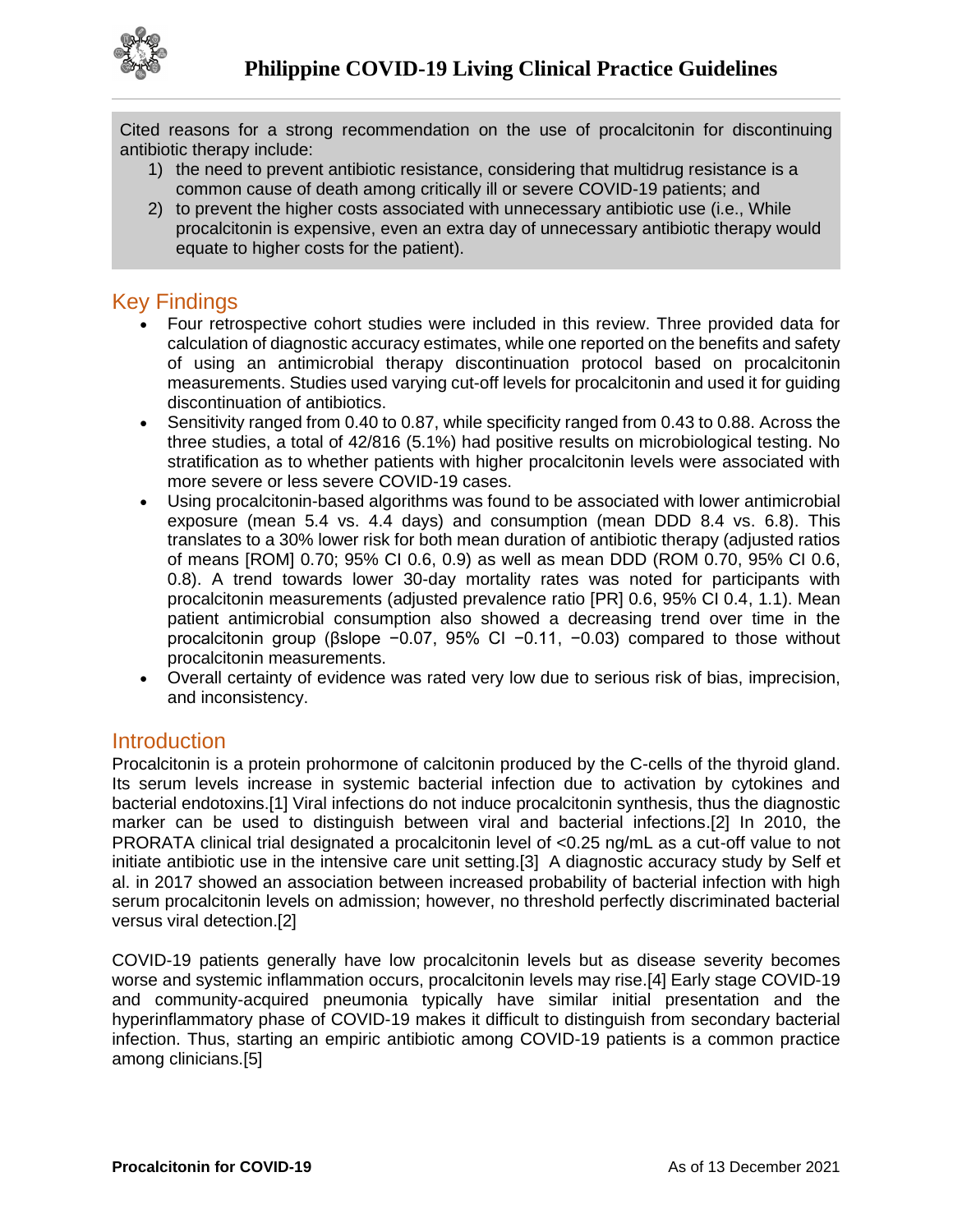Cited reasons for a strong recommendation on the use of procalcitonin for discontinuing antibiotic therapy include:

1) the need to prevent antibiotic resistance, considering that multidrug resistance is a common cause of death among critically ill or severe COVID-19 patients; and
2) to prevent the higher costs associated with unnecessary antibiotic use (i.e., While procalcitonin is expensive, even an extra day of unnecessary antibiotic therapy would equate to higher costs for the patient).

## Key Findings

- Four retrospective cohort studies were included in this review. Three provided data for calculation of diagnostic accuracy estimates, while one reported on the benefits and safety of using an antimicrobial therapy discontinuation protocol based on procalcitonin measurements. Studies used varying cut-off levels for procalcitonin and used it for guiding discontinuation of antibiotics.
- Sensitivity ranged from 0.40 to 0.87, while specificity ranged from 0.43 to 0.88. Across the three studies, a total of 42/816 (5.1%) had positive results on microbiological testing. No stratification as to whether patients with higher procalcitonin levels were associated with more severe or less severe COVID-19 cases.
- Using procalcitonin-based algorithms was found to be associated with lower antimicrobial exposure (mean 5.4 vs. 4.4 days) and consumption (mean DDD 8.4 vs. 6.8). This translates to a 30% lower risk for both mean duration of antibiotic therapy (adjusted ratios of means [ROM] 0.70; 95% CI 0.6, 0.9) as well as mean DDD (ROM 0.70, 95% CI 0.6, 0.8). A trend towards lower 30-day mortality rates was noted for participants with procalcitonin measurements (adjusted prevalence ratio [PR] 0.6, 95% CI 0.4, 1.1). Mean patient antimicrobial consumption also showed a decreasing trend over time in the procalcitonin group (βslope −0.07, 95% CI −0.11, −0.03) compared to those without procalcitonin measurements.
- Overall certainty of evidence was rated very low due to serious risk of bias, imprecision, and inconsistency.

## Introduction

Procalcitonin is a protein prohormone of calcitonin produced by the C-cells of the thyroid gland. Its serum levels increase in systemic bacterial infection due to activation by cytokines and bacterial endotoxins.[1] Viral infections do not induce procalcitonin synthesis, thus the diagnostic marker can be used to distinguish between viral and bacterial infections.[2] In 2010, the PRORATA clinical trial designated a procalcitonin level of <0.25 ng/mL as a cut-off value to not initiate antibiotic use in the intensive care unit setting.[3] A diagnostic accuracy study by Self et al. in 2017 showed an association between increased probability of bacterial infection with high serum procalcitonin levels on admission; however, no threshold perfectly discriminated bacterial versus viral detection.[2]

COVID-19 patients generally have low procalcitonin levels but as disease severity becomes worse and systemic inflammation occurs, procalcitonin levels may rise.[4] Early stage COVID-19 and community-acquired pneumonia typically have similar initial presentation and the hyperinflammatory phase of COVID-19 makes it difficult to distinguish from secondary bacterial infection. Thus, starting an empiric antibiotic among COVID-19 patients is a common practice among clinicians.[5]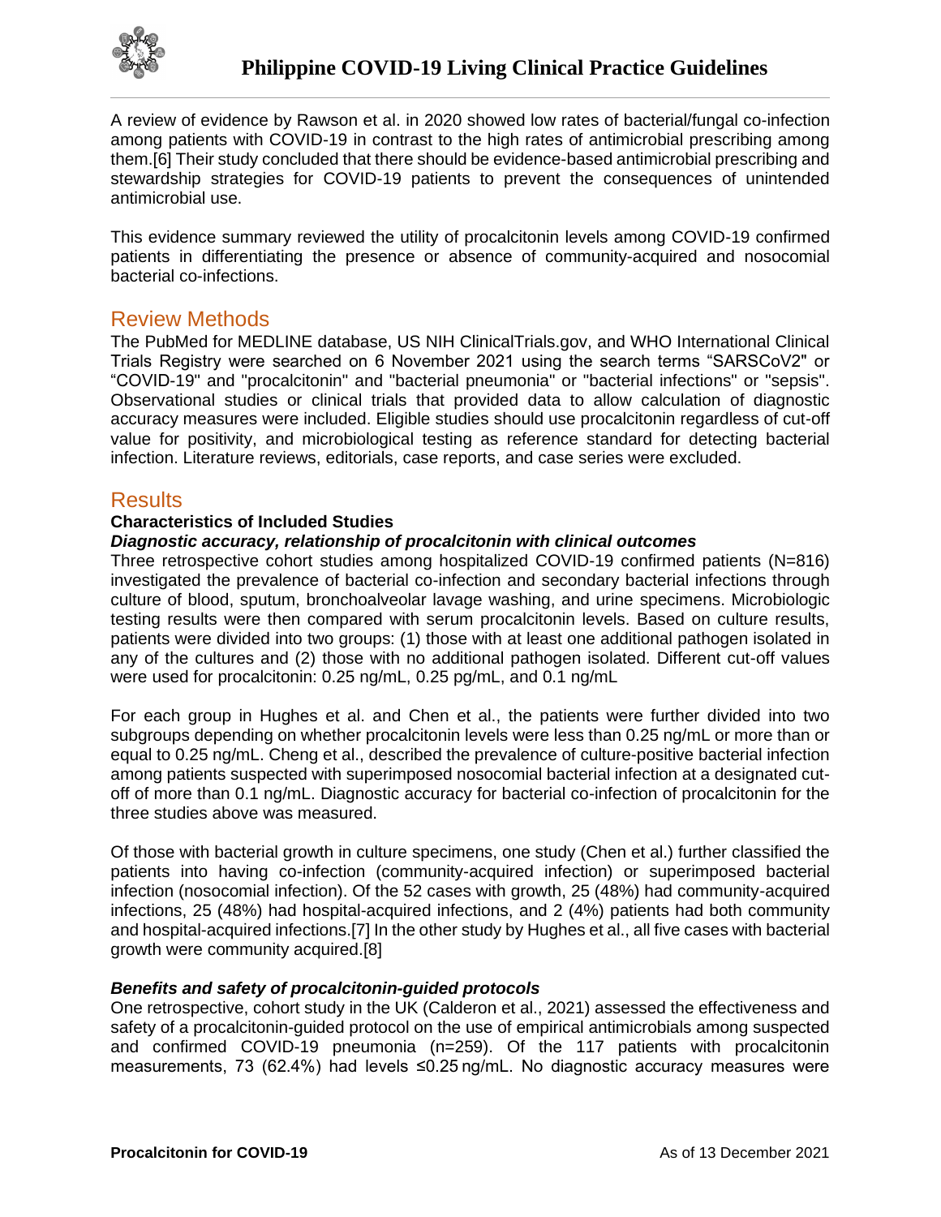A review of evidence by Rawson et al. in 2020 showed low rates of bacterial/fungal co-infection among patients with COVID-19 in contrast to the high rates of antimicrobial prescribing among them.[6] Their study concluded that there should be evidence-based antimicrobial prescribing and stewardship strategies for COVID-19 patients to prevent the consequences of unintended antimicrobial use.

This evidence summary reviewed the utility of procalcitonin levels among COVID-19 confirmed patients in differentiating the presence or absence of community-acquired and nosocomial bacterial co-infections.

## Review Methods

The PubMed for MEDLINE database, US NIH ClinicalTrials.gov, and WHO International Clinical Trials Registry were searched on 6 November 2021 using the search terms "SARSCoV2" or "COVID-19" and "procalcitonin" and "bacterial pneumonia" or "bacterial infections" or "sepsis". Observational studies or clinical trials that provided data to allow calculation of diagnostic accuracy measures were included. Eligible studies should use procalcitonin regardless of cut-off value for positivity, and microbiological testing as reference standard for detecting bacterial infection. Literature reviews, editorials, case reports, and case series were excluded.

## Results

### Characteristics of Included Studies

***Diagnostic accuracy, relationship of procalcitonin with clinical outcomes***

Three retrospective cohort studies among hospitalized COVID-19 confirmed patients (N=816) investigated the prevalence of bacterial co-infection and secondary bacterial infections through culture of blood, sputum, bronchoalveolar lavage washing, and urine specimens. Microbiologic testing results were then compared with serum procalcitonin levels. Based on culture results, patients were divided into two groups: (1) those with at least one additional pathogen isolated in any of the cultures and (2) those with no additional pathogen isolated. Different cut-off values were used for procalcitonin: 0.25 ng/mL, 0.25 pg/mL, and 0.1 ng/mL

For each group in Hughes et al. and Chen et al., the patients were further divided into two subgroups depending on whether procalcitonin levels were less than 0.25 ng/mL or more than or equal to 0.25 ng/mL. Cheng et al., described the prevalence of culture-positive bacterial infection among patients suspected with superimposed nosocomial bacterial infection at a designated cut-off of more than 0.1 ng/mL. Diagnostic accuracy for bacterial co-infection of procalcitonin for the three studies above was measured.

Of those with bacterial growth in culture specimens, one study (Chen et al.) further classified the patients into having co-infection (community-acquired infection) or superimposed bacterial infection (nosocomial infection). Of the 52 cases with growth, 25 (48%) had community-acquired infections, 25 (48%) had hospital-acquired infections, and 2 (4%) patients had both community and hospital-acquired infections.[7] In the other study by Hughes et al., all five cases with bacterial growth were community acquired.[8]

***Benefits and safety of procalcitonin-guided protocols***

One retrospective, cohort study in the UK (Calderon et al., 2021) assessed the effectiveness and safety of a procalcitonin-guided protocol on the use of empirical antimicrobials among suspected and confirmed COVID-19 pneumonia (n=259). Of the 117 patients with procalcitonin measurements, 73 (62.4%) had levels ≤0.25 ng/mL. No diagnostic accuracy measures were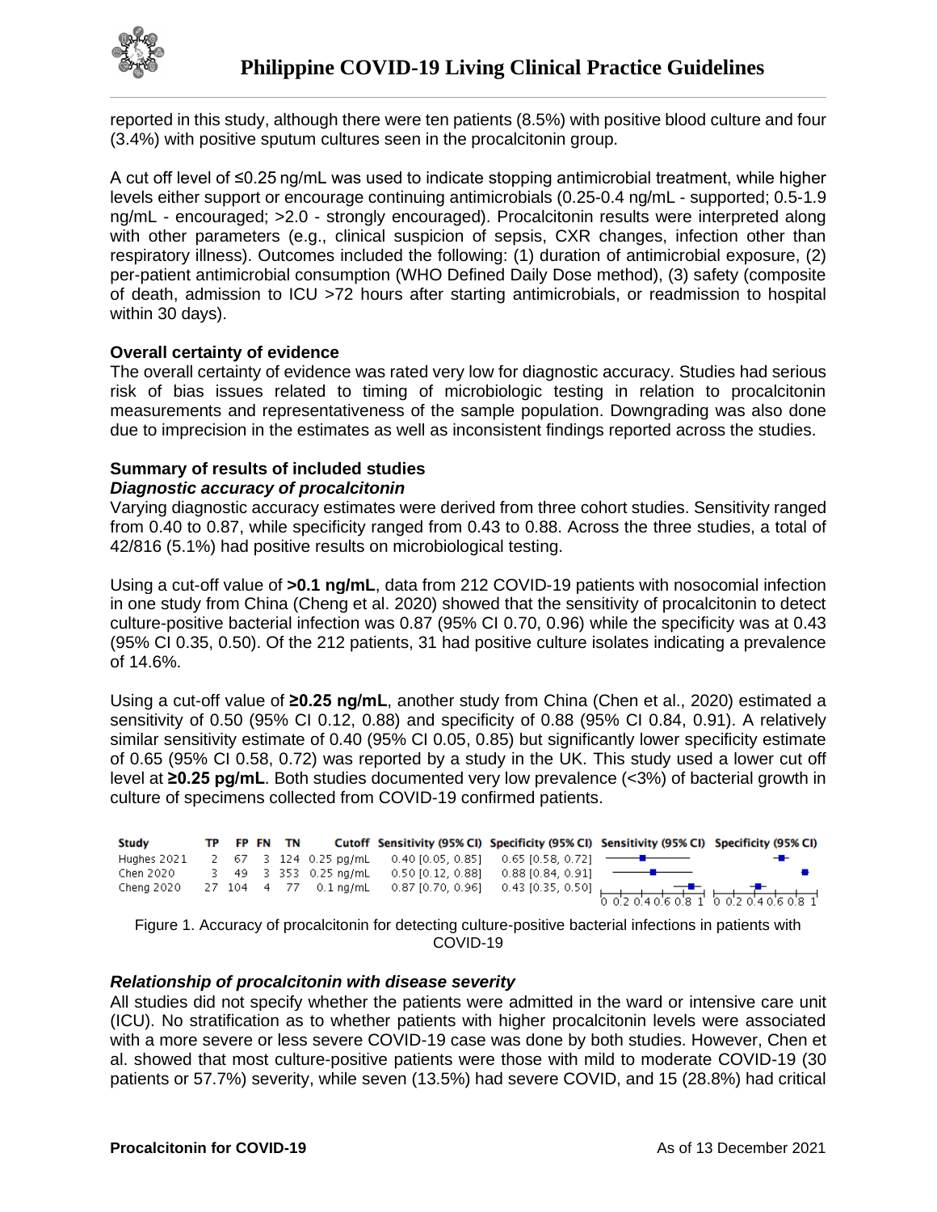reported in this study, although there were ten patients (8.5%) with positive blood culture and four (3.4%) with positive sputum cultures seen in the procalcitonin group.

A cut off level of ≤0.25 ng/mL was used to indicate stopping antimicrobial treatment, while higher levels either support or encourage continuing antimicrobials (0.25-0.4 ng/mL - supported; 0.5-1.9 ng/mL - encouraged; >2.0 - strongly encouraged). Procalcitonin results were interpreted along with other parameters (e.g., clinical suspicion of sepsis, CXR changes, infection other than respiratory illness). Outcomes included the following: (1) duration of antimicrobial exposure, (2) per-patient antimicrobial consumption (WHO Defined Daily Dose method), (3) safety (composite of death, admission to ICU >72 hours after starting antimicrobials, or readmission to hospital within 30 days).

**Overall certainty of evidence**

The overall certainty of evidence was rated very low for diagnostic accuracy. Studies had serious risk of bias issues related to timing of microbiologic testing in relation to procalcitonin measurements and representativeness of the sample population. Downgrading was also done due to imprecision in the estimates as well as inconsistent findings reported across the studies.

**Summary of results of included studies**

***Diagnostic accuracy of procalcitonin***

Varying diagnostic accuracy estimates were derived from three cohort studies. Sensitivity ranged from 0.40 to 0.87, while specificity ranged from 0.43 to 0.88. Across the three studies, a total of 42/816 (5.1%) had positive results on microbiological testing.

Using a cut-off value of **>0.1 ng/mL**, data from 212 COVID-19 patients with nosocomial infection in one study from China (Cheng et al. 2020) showed that the sensitivity of procalcitonin to detect culture-positive bacterial infection was 0.87 (95% CI 0.70, 0.96) while the specificity was at 0.43 (95% CI 0.35, 0.50). Of the 212 patients, 31 had positive culture isolates indicating a prevalence of 14.6%.

Using a cut-off value of **≥0.25 ng/mL**, another study from China (Chen et al., 2020) estimated a sensitivity of 0.50 (95% CI 0.12, 0.88) and specificity of 0.88 (95% CI 0.84, 0.91). A relatively similar sensitivity estimate of 0.40 (95% CI 0.05, 0.85) but significantly lower specificity estimate of 0.65 (95% CI 0.58, 0.72) was reported by a study in the UK. This study used a lower cut off level at **≥0.25 pg/mL**. Both studies documented very low prevalence (<3%) of bacterial growth in culture of specimens collected from COVID-19 confirmed patients.

| Study | TP | FP | FN | TN | Cutoff | Sensitivity (95% CI) | Specificity (95% CI) |
|---|---|---|---|---|---|---|---|
| Hughes 2021 | 2 | 67 | 3 | 124 | 0.25 pg/mL | 0.40 [0.05, 0.85] | 0.65 [0.58, 0.72] |
| Chen 2020 | 3 | 49 | 3 | 353 | 0.25 ng/mL | 0.50 [0.12, 0.88] | 0.88 [0.84, 0.91] |
| Cheng 2020 | 27 | 104 | 4 | 77 | 0.1 ng/mL | 0.87 [0.70, 0.96] | 0.43 [0.35, 0.50] |

Figure 1. Accuracy of procalcitonin for detecting culture-positive bacterial infections in patients with COVID-19

***Relationship of procalcitonin with disease severity***

All studies did not specify whether the patients were admitted in the ward or intensive care unit (ICU). No stratification as to whether patients with higher procalcitonin levels were associated with a more severe or less severe COVID-19 case was done by both studies. However, Chen et al. showed that most culture-positive patients were those with mild to moderate COVID-19 (30 patients or 57.7%) severity, while seven (13.5%) had severe COVID, and 15 (28.8%) had critical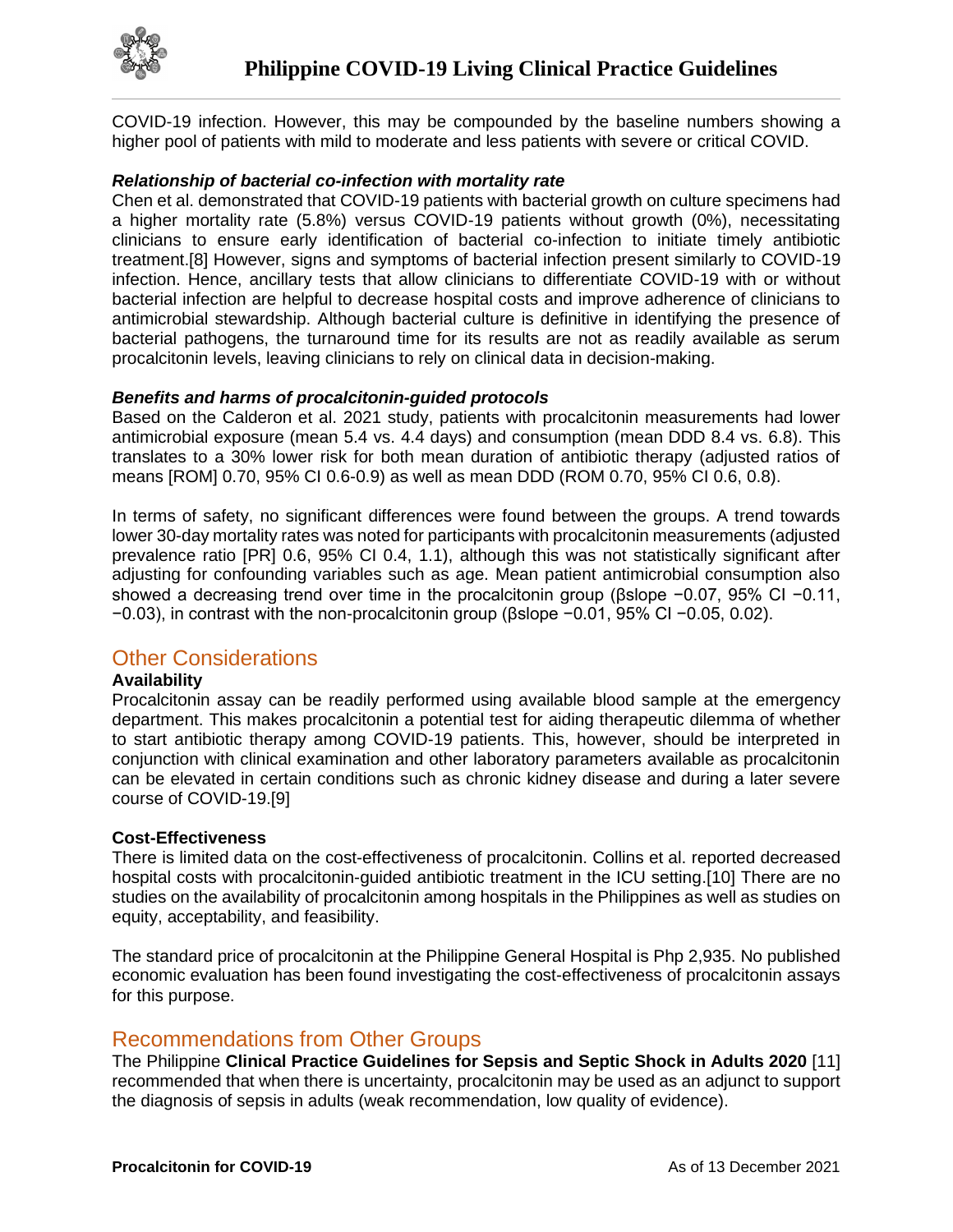COVID-19 infection. However, this may be compounded by the baseline numbers showing a higher pool of patients with mild to moderate and less patients with severe or critical COVID.

***Relationship of bacterial co-infection with mortality rate***

Chen et al. demonstrated that COVID-19 patients with bacterial growth on culture specimens had a higher mortality rate (5.8%) versus COVID-19 patients without growth (0%), necessitating clinicians to ensure early identification of bacterial co-infection to initiate timely antibiotic treatment.[8] However, signs and symptoms of bacterial infection present similarly to COVID-19 infection. Hence, ancillary tests that allow clinicians to differentiate COVID-19 with or without bacterial infection are helpful to decrease hospital costs and improve adherence of clinicians to antimicrobial stewardship. Although bacterial culture is definitive in identifying the presence of bacterial pathogens, the turnaround time for its results are not as readily available as serum procalcitonin levels, leaving clinicians to rely on clinical data in decision-making.

***Benefits and harms of procalcitonin-guided protocols***

Based on the Calderon et al. 2021 study, patients with procalcitonin measurements had lower antimicrobial exposure (mean 5.4 vs. 4.4 days) and consumption (mean DDD 8.4 vs. 6.8). This translates to a 30% lower risk for both mean duration of antibiotic therapy (adjusted ratios of means [ROM] 0.70, 95% CI 0.6-0.9) as well as mean DDD (ROM 0.70, 95% CI 0.6, 0.8).

In terms of safety, no significant differences were found between the groups. A trend towards lower 30-day mortality rates was noted for participants with procalcitonin measurements (adjusted prevalence ratio [PR] 0.6, 95% CI 0.4, 1.1), although this was not statistically significant after adjusting for confounding variables such as age. Mean patient antimicrobial consumption also showed a decreasing trend over time in the procalcitonin group (βslope −0.07, 95% CI −0.11, −0.03), in contrast with the non-procalcitonin group (βslope −0.01, 95% CI −0.05, 0.02).

## Other Considerations

**Availability**

Procalcitonin assay can be readily performed using available blood sample at the emergency department. This makes procalcitonin a potential test for aiding therapeutic dilemma of whether to start antibiotic therapy among COVID-19 patients. This, however, should be interpreted in conjunction with clinical examination and other laboratory parameters available as procalcitonin can be elevated in certain conditions such as chronic kidney disease and during a later severe course of COVID-19.[9]

**Cost-Effectiveness**

There is limited data on the cost-effectiveness of procalcitonin. Collins et al. reported decreased hospital costs with procalcitonin-guided antibiotic treatment in the ICU setting.[10] There are no studies on the availability of procalcitonin among hospitals in the Philippines as well as studies on equity, acceptability, and feasibility.

The standard price of procalcitonin at the Philippine General Hospital is Php 2,935. No published economic evaluation has been found investigating the cost-effectiveness of procalcitonin assays for this purpose.

## Recommendations from Other Groups

The Philippine **Clinical Practice Guidelines for Sepsis and Septic Shock in Adults 2020** [11] recommended that when there is uncertainty, procalcitonin may be used as an adjunct to support the diagnosis of sepsis in adults (weak recommendation, low quality of evidence).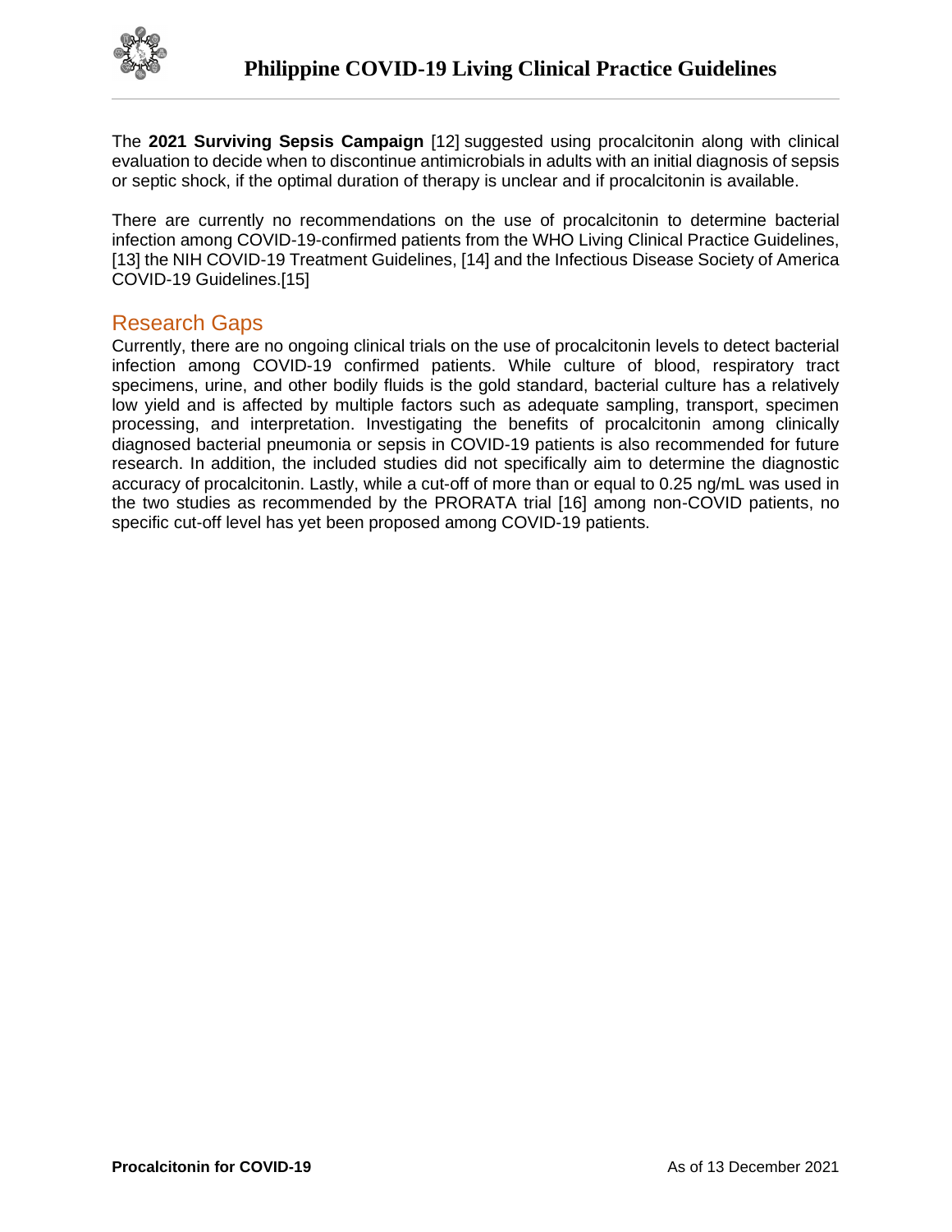The **2021 Surviving Sepsis Campaign** [12] suggested using procalcitonin along with clinical evaluation to decide when to discontinue antimicrobials in adults with an initial diagnosis of sepsis or septic shock, if the optimal duration of therapy is unclear and if procalcitonin is available.

There are currently no recommendations on the use of procalcitonin to determine bacterial infection among COVID-19-confirmed patients from the WHO Living Clinical Practice Guidelines, [13] the NIH COVID-19 Treatment Guidelines, [14] and the Infectious Disease Society of America COVID-19 Guidelines.[15]

## Research Gaps

Currently, there are no ongoing clinical trials on the use of procalcitonin levels to detect bacterial infection among COVID-19 confirmed patients. While culture of blood, respiratory tract specimens, urine, and other bodily fluids is the gold standard, bacterial culture has a relatively low yield and is affected by multiple factors such as adequate sampling, transport, specimen processing, and interpretation. Investigating the benefits of procalcitonin among clinically diagnosed bacterial pneumonia or sepsis in COVID-19 patients is also recommended for future research. In addition, the included studies did not specifically aim to determine the diagnostic accuracy of procalcitonin. Lastly, while a cut-off of more than or equal to 0.25 ng/mL was used in the two studies as recommended by the PRORATA trial [16] among non-COVID patients, no specific cut-off level has yet been proposed among COVID-19 patients.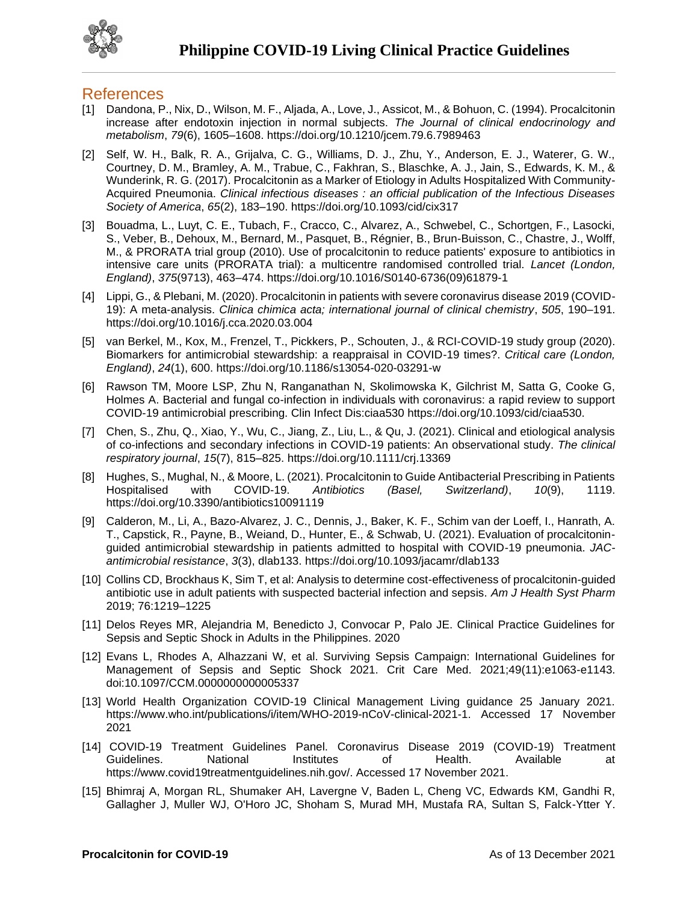## References

[1] Dandona, P., Nix, D., Wilson, M. F., Aljada, A., Love, J., Assicot, M., & Bohuon, C. (1994). Procalcitonin increase after endotoxin injection in normal subjects. *The Journal of clinical endocrinology and metabolism*, *79*(6), 1605–1608. https://doi.org/10.1210/jcem.79.6.7989463

[2] Self, W. H., Balk, R. A., Grijalva, C. G., Williams, D. J., Zhu, Y., Anderson, E. J., Waterer, G. W., Courtney, D. M., Bramley, A. M., Trabue, C., Fakhran, S., Blaschke, A. J., Jain, S., Edwards, K. M., & Wunderink, R. G. (2017). Procalcitonin as a Marker of Etiology in Adults Hospitalized With Community-Acquired Pneumonia. *Clinical infectious diseases : an official publication of the Infectious Diseases Society of America*, *65*(2), 183–190. https://doi.org/10.1093/cid/cix317

[3] Bouadma, L., Luyt, C. E., Tubach, F., Cracco, C., Alvarez, A., Schwebel, C., Schortgen, F., Lasocki, S., Veber, B., Dehoux, M., Bernard, M., Pasquet, B., Régnier, B., Brun-Buisson, C., Chastre, J., Wolff, M., & PRORATA trial group (2010). Use of procalcitonin to reduce patients' exposure to antibiotics in intensive care units (PRORATA trial): a multicentre randomised controlled trial. *Lancet (London, England)*, *375*(9713), 463–474. https://doi.org/10.1016/S0140-6736(09)61879-1

[4] Lippi, G., & Plebani, M. (2020). Procalcitonin in patients with severe coronavirus disease 2019 (COVID-19): A meta-analysis. *Clinica chimica acta; international journal of clinical chemistry*, *505*, 190–191. https://doi.org/10.1016/j.cca.2020.03.004

[5] van Berkel, M., Kox, M., Frenzel, T., Pickkers, P., Schouten, J., & RCI-COVID-19 study group (2020). Biomarkers for antimicrobial stewardship: a reappraisal in COVID-19 times?. *Critical care (London, England)*, *24*(1), 600. https://doi.org/10.1186/s13054-020-03291-w

[6] Rawson TM, Moore LSP, Zhu N, Ranganathan N, Skolimowska K, Gilchrist M, Satta G, Cooke G, Holmes A. Bacterial and fungal co-infection in individuals with coronavirus: a rapid review to support COVID-19 antimicrobial prescribing. Clin Infect Dis:ciaa530 https://doi.org/10.1093/cid/ciaa530.

[7] Chen, S., Zhu, Q., Xiao, Y., Wu, C., Jiang, Z., Liu, L., & Qu, J. (2021). Clinical and etiological analysis of co-infections and secondary infections in COVID-19 patients: An observational study. *The clinical respiratory journal*, *15*(7), 815–825. https://doi.org/10.1111/crj.13369

[8] Hughes, S., Mughal, N., & Moore, L. (2021). Procalcitonin to Guide Antibacterial Prescribing in Patients Hospitalised with COVID-19. *Antibiotics (Basel, Switzerland)*, *10*(9), 1119. https://doi.org/10.3390/antibiotics10091119

[9] Calderon, M., Li, A., Bazo-Alvarez, J. C., Dennis, J., Baker, K. F., Schim van der Loeff, I., Hanrath, A. T., Capstick, R., Payne, B., Weiand, D., Hunter, E., & Schwab, U. (2021). Evaluation of procalcitonin-guided antimicrobial stewardship in patients admitted to hospital with COVID-19 pneumonia. *JAC-antimicrobial resistance*, *3*(3), dlab133. https://doi.org/10.1093/jacamr/dlab133

[10] Collins CD, Brockhaus K, Sim T, et al: Analysis to determine cost-effectiveness of procalcitonin-guided antibiotic use in adult patients with suspected bacterial infection and sepsis. *Am J Health Syst Pharm* 2019; 76:1219–1225

[11] Delos Reyes MR, Alejandria M, Benedicto J, Convocar P, Palo JE. Clinical Practice Guidelines for Sepsis and Septic Shock in Adults in the Philippines. 2020

[12] Evans L, Rhodes A, Alhazzani W, et al. Surviving Sepsis Campaign: International Guidelines for Management of Sepsis and Septic Shock 2021. Crit Care Med. 2021;49(11):e1063-e1143. doi:10.1097/CCM.0000000000005337

[13] World Health Organization COVID-19 Clinical Management Living guidance 25 January 2021. https://www.who.int/publications/i/item/WHO-2019-nCoV-clinical-2021-1. Accessed 17 November 2021

[14] COVID-19 Treatment Guidelines Panel. Coronavirus Disease 2019 (COVID-19) Treatment Guidelines. National Institutes of Health. Available at https://www.covid19treatmentguidelines.nih.gov/. Accessed 17 November 2021.

[15] Bhimraj A, Morgan RL, Shumaker AH, Lavergne V, Baden L, Cheng VC, Edwards KM, Gandhi R, Gallagher J, Muller WJ, O'Horo JC, Shoham S, Murad MH, Mustafa RA, Sultan S, Falck-Ytter Y.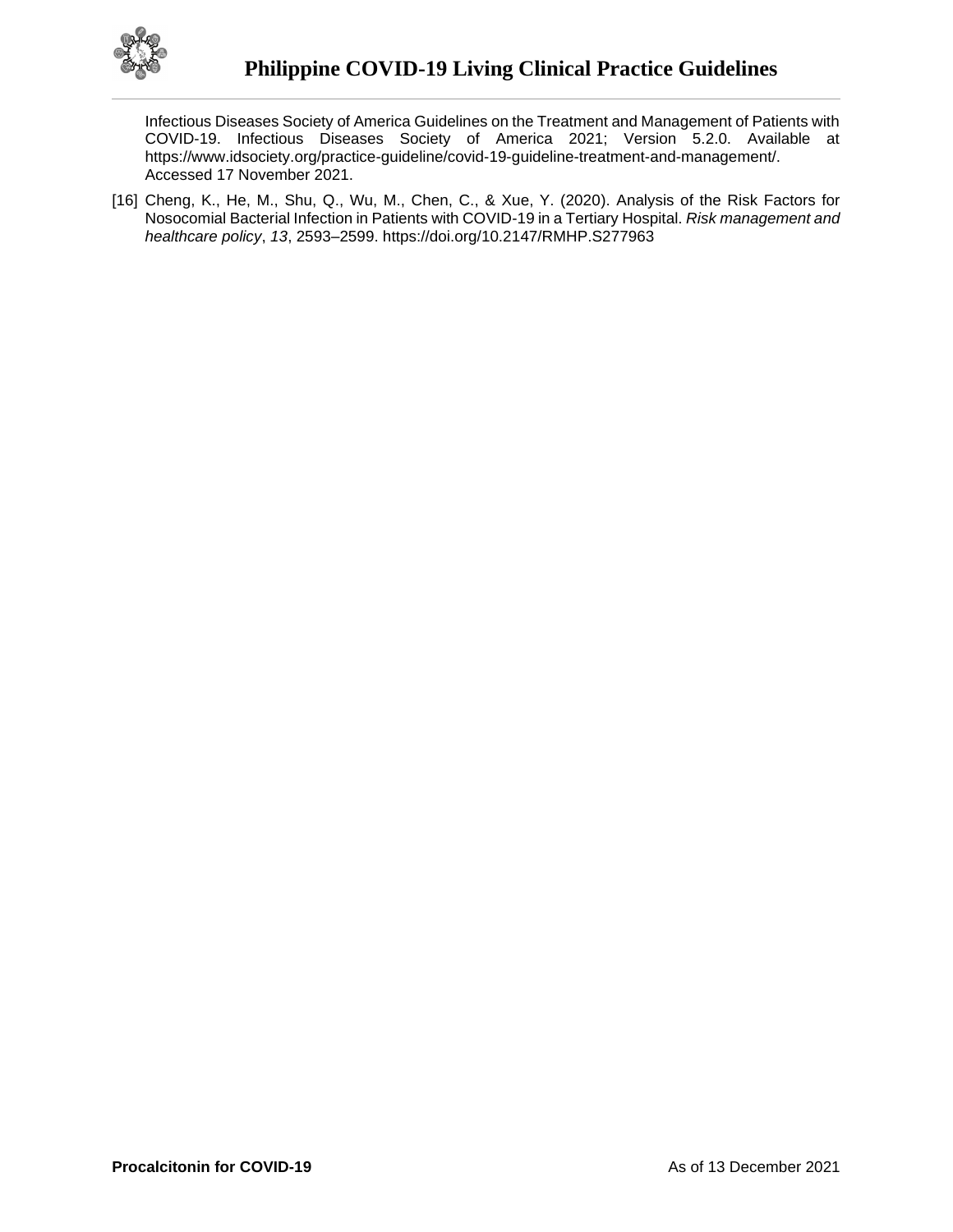Infectious Diseases Society of America Guidelines on the Treatment and Management of Patients with COVID-19. Infectious Diseases Society of America 2021; Version 5.2.0. Available at https://www.idsociety.org/practice-guideline/covid-19-guideline-treatment-and-management/. Accessed 17 November 2021.

[16] Cheng, K., He, M., Shu, Q., Wu, M., Chen, C., & Xue, Y. (2020). Analysis of the Risk Factors for Nosocomial Bacterial Infection in Patients with COVID-19 in a Tertiary Hospital. *Risk management and healthcare policy*, *13*, 2593–2599. https://doi.org/10.2147/RMHP.S277963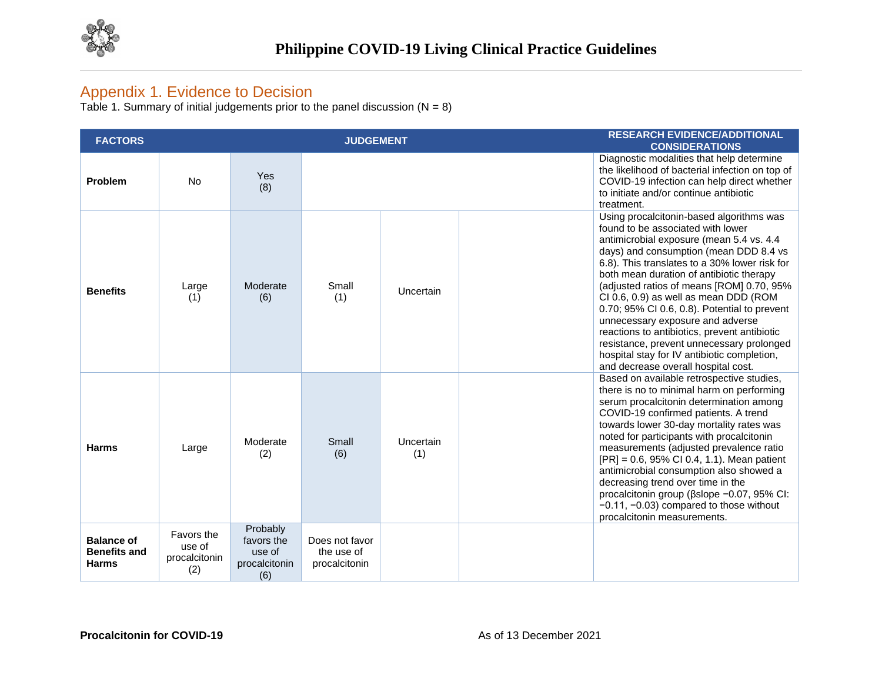## Appendix 1. Evidence to Decision

Table 1. Summary of initial judgements prior to the panel discussion (N = 8)

| FACTORS | JUDGEMENT | | | | | RESEARCH EVIDENCE/ADDITIONAL CONSIDERATIONS |
|---|---|---|---|---|---|---|
| **Problem** | No | Yes (8) | | | | Diagnostic modalities that help determine the likelihood of bacterial infection on top of COVID-19 infection can help direct whether to initiate and/or continue antibiotic treatment. |
| **Benefits** | Large (1) | Moderate (6) | Small (1) | Uncertain | | Using procalcitonin-based algorithms was found to be associated with lower antimicrobial exposure (mean 5.4 vs. 4.4 days) and consumption (mean DDD 8.4 vs 6.8). This translates to a 30% lower risk for both mean duration of antibiotic therapy (adjusted ratios of means [ROM] 0.70, 95% CI 0.6, 0.9) as well as mean DDD (ROM 0.70; 95% CI 0.6, 0.8). Potential to prevent unnecessary exposure and adverse reactions to antibiotics, prevent antibiotic resistance, prevent unnecessary prolonged hospital stay for IV antibiotic completion, and decrease overall hospital cost. |
| **Harms** | Large | Moderate (2) | Small (6) | Uncertain (1) | | Based on available retrospective studies, there is no to minimal harm on performing serum procalcitonin determination among COVID-19 confirmed patients. A trend towards lower 30-day mortality rates was noted for participants with procalcitonin measurements (adjusted prevalence ratio [PR] = 0.6, 95% CI 0.4, 1.1). Mean patient antimicrobial consumption also showed a decreasing trend over time in the procalcitonin group (βslope −0.07, 95% CI: −0.11, −0.03) compared to those without procalcitonin measurements. |
| **Balance of Benefits and Harms** | Favors the use of procalcitonin (2) | Probably favors the use of procalcitonin (6) | Does not favor the use of procalcitonin | | | |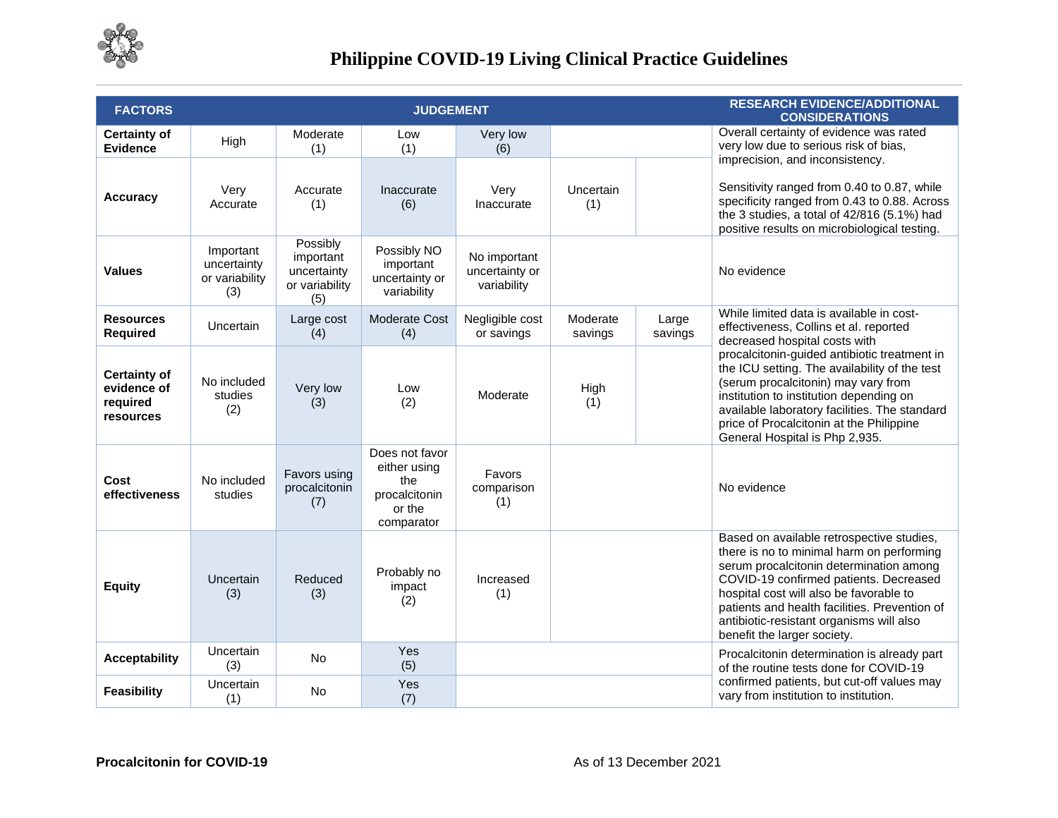| FACTORS | JUDGEMENT | | | | | | RESEARCH EVIDENCE/ADDITIONAL CONSIDERATIONS |
|---|---|---|---|---|---|---|---|
| **Certainty of Evidence** | High | Moderate (1) | Low (1) | Very low (6) | | | Overall certainty of evidence was rated very low due to serious risk of bias, imprecision, and inconsistency. |
| **Accuracy** | Very Accurate | Accurate (1) | Inaccurate (6) | Very Inaccurate | Uncertain (1) | | Sensitivity ranged from 0.40 to 0.87, while specificity ranged from 0.43 to 0.88. Across the 3 studies, a total of 42/816 (5.1%) had positive results on microbiological testing. |
| **Values** | Important uncertainty or variability (3) | Possibly important uncertainty or variability (5) | Possibly NO important uncertainty or variability | No important uncertainty or variability | | | No evidence |
| **Resources Required** | Uncertain | Large cost (4) | Moderate Cost (4) | Negligible cost or savings | Moderate savings | Large savings | While limited data is available in cost-effectiveness, Collins et al. reported decreased hospital costs with procalcitonin-guided antibiotic treatment in the ICU setting. The availability of the test (serum procalcitonin) may vary from institution to institution depending on available laboratory facilities. The standard price of Procalcitonin at the Philippine General Hospital is Php 2,935. |
| **Certainty of evidence of required resources** | No included studies (2) | Very low (3) | Low (2) | Moderate | High (1) | | |
| **Cost effectiveness** | No included studies | Favors using procalcitonin (7) | Does not favor either using the procalcitonin or the comparator | Favors comparison (1) | | | No evidence |
| **Equity** | Uncertain (3) | Reduced (3) | Probably no impact (2) | Increased (1) | | | Based on available retrospective studies, there is no to minimal harm on performing serum procalcitonin determination among COVID-19 confirmed patients. Decreased hospital cost will also be favorable to patients and health facilities. Prevention of antibiotic-resistant organisms will also benefit the larger society. |
| **Acceptability** | Uncertain (3) | No | Yes (5) | | | | Procalcitonin determination is already part of the routine tests done for COVID-19 confirmed patients, but cut-off values may vary from institution to institution. |
| **Feasibility** | Uncertain (1) | No | Yes (7) | | | | |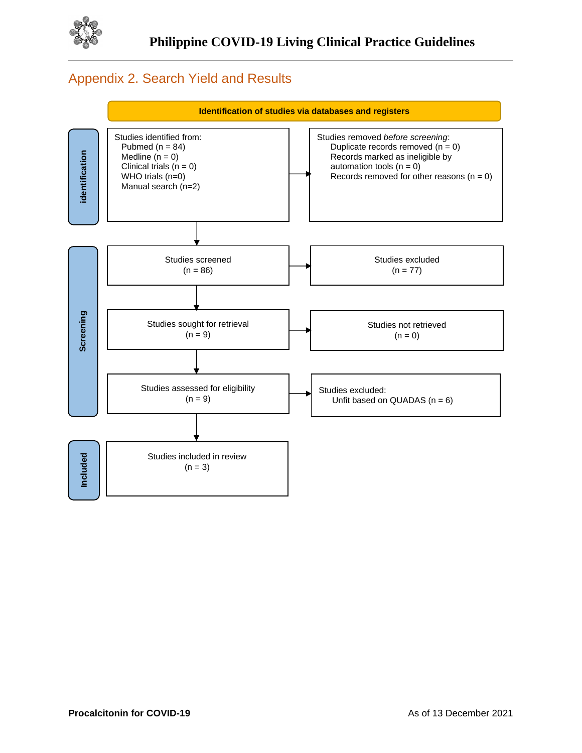## Appendix 2. Search Yield and Results

**Identification of studies via databases and registers**

**Identification**

Studies identified from:
- Pubmed (n = 84)
- Medline (n = 0)
- Clinical trials (n = 0)
- WHO trials (n=0)
- Manual search (n=2)

→ Studies removed *before screening*:
- Duplicate records removed (n = 0)
- Records marked as ineligible by automation tools (n = 0)
- Records removed for other reasons (n = 0)

**Screening**

Studies screened (n = 86) → Studies excluded (n = 77)

Studies sought for retrieval (n = 9) → Studies not retrieved (n = 0)

Studies assessed for eligibility (n = 9) → Studies excluded: Unfit based on QUADAS (n = 6)

**Included**

Studies included in review (n = 3)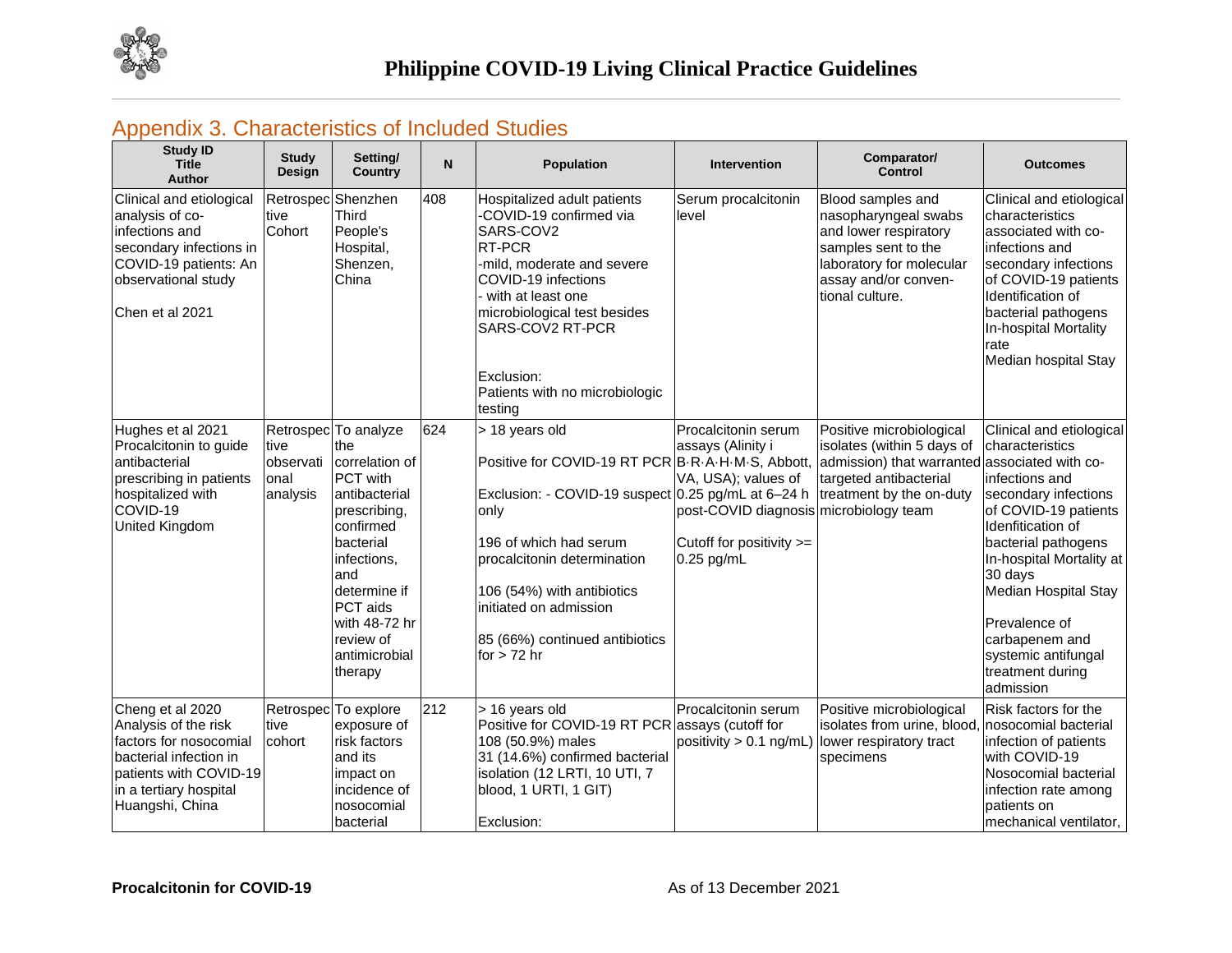## Appendix 3. Characteristics of Included Studies

| Study ID Title Author | Study Design | Setting/ Country | N | Population | Intervention | Comparator/ Control | Outcomes |
|---|---|---|---|---|---|---|---|
| Clinical and etiological analysis of co-infections and secondary infections in COVID-19 patients: An observational study<br><br>Chen et al 2021 | Retrospective Cohort | Shenzhen Third People's Hospital, Shenzen, China | 408 | Hospitalized adult patients<br>-COVID-19 confirmed via SARS-COV2 RT-PCR<br>-mild, moderate and severe COVID-19 infections<br>- with at least one microbiological test besides SARS-COV2 RT-PCR<br><br>Exclusion:<br>Patients with no microbiologic testing | Serum procalcitonin level | Blood samples and nasopharyngeal swabs and lower respiratory samples sent to the laboratory for molecular assay and/or conventional culture. | Clinical and etiological characteristics associated with co-infections and secondary infections of COVID-19 patients<br>Identification of bacterial pathogens<br>In-hospital Mortality rate<br>Median hospital Stay |
| Hughes et al 2021<br>Procalcitonin to guide antibacterial prescribing in patients hospitalized with COVID-19<br>United Kingdom | Retrospective observational analysis | To analyze the correlation of PCT with antibacterial prescribing, confirmed bacterial infections, and determine if PCT aids with 48-72 hr review of antimicrobial therapy | 624 | > 18 years old<br><br>Positive for COVID-19 RT PCR<br><br>Exclusion: - COVID-19 suspect only<br><br>196 of which had serum procalcitonin determination<br><br>106 (54%) with antibiotics initiated on admission<br><br>85 (66%) continued antibiotics for > 72 hr | Procalcitonin serum assays (Alinity i B·R·A·H·M·S, Abbott, VA, USA); values of 0.25 pg/mL at 6–24 h post-COVID diagnosis<br><br>Cutoff for positivity >= 0.25 pg/mL | Positive microbiological isolates (within 5 days of admission) that warranted targeted antibacterial treatment by the on-duty microbiology team | Clinical and etiological characteristics associated with co-infections and secondary infections of COVID-19 patients<br>Idenfitication of bacterial pathogens<br>In-hospital Mortality at 30 days<br>Median Hospital Stay<br><br>Prevalence of carbapenem and systemic antifungal treatment during admission |
| Cheng et al 2020<br>Analysis of the risk factors for nosocomial bacterial infection in patients with COVID-19 in a tertiary hospital<br>Huangshi, China | Retrospective cohort | To explore exposure of risk factors and its impact on incidence of nosocomial bacterial | 212 | > 16 years old<br>Positive for COVID-19 RT PCR<br>108 (50.9%) males<br>31 (14.6%) confirmed bacterial isolation (12 LRTI, 10 UTI, 7 blood, 1 URTI, 1 GIT)<br><br>Exclusion: | Procalcitonin serum assays (cutoff for positivity > 0.1 ng/mL) | Positive microbiological isolates from urine, blood, lower respiratory tract specimens | Risk factors for the nosocomial bacterial infection of patients with COVID-19<br>Nosocomial bacterial infection rate among patients on mechanical ventilator, |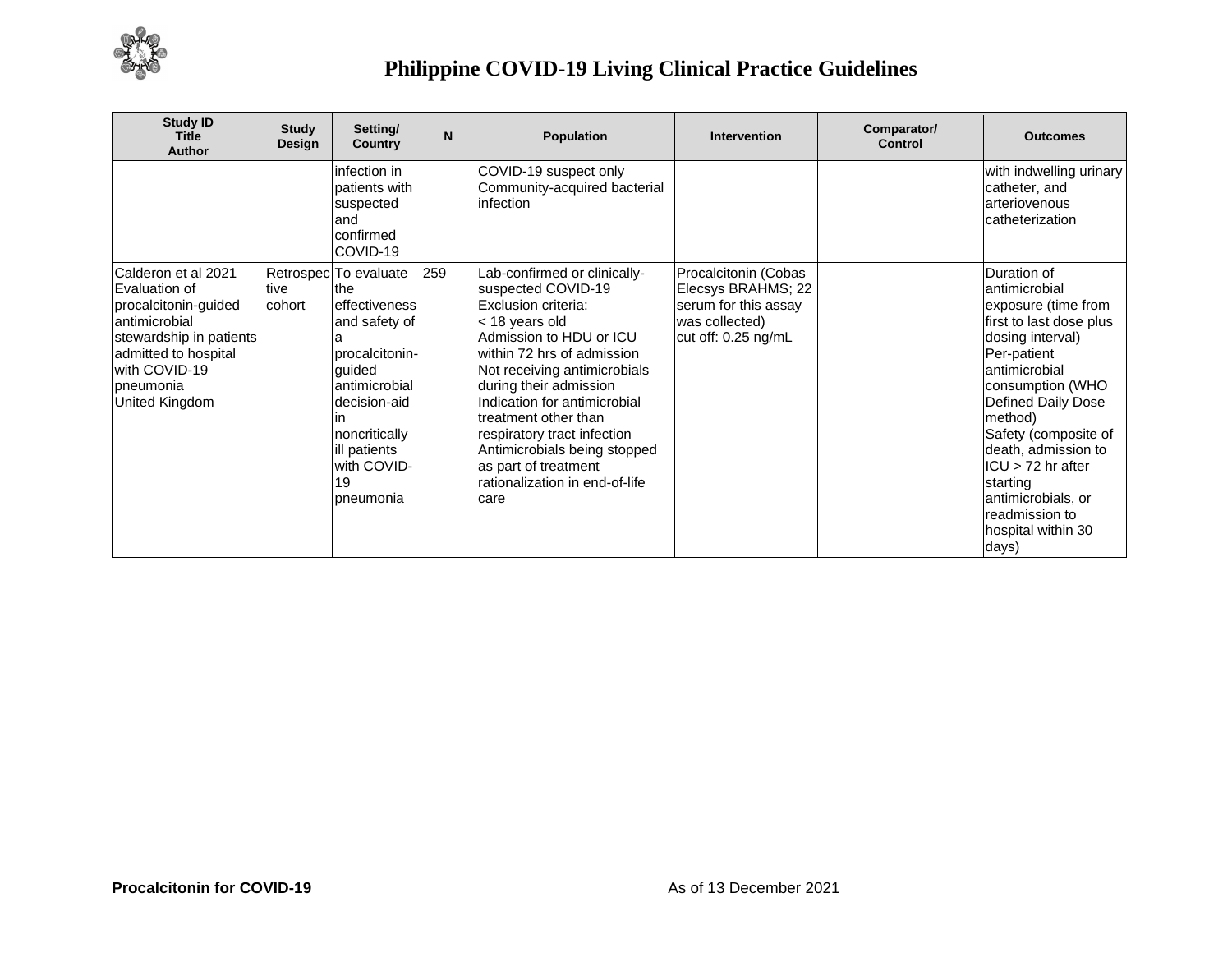| Study ID Title Author | Study Design | Setting/ Country | N | Population | Intervention | Comparator/ Control | Outcomes |
|---|---|---|---|---|---|---|---|
| | | infection in patients with suspected and confirmed COVID-19 | | COVID-19 suspect only<br>Community-acquired bacterial infection | | | with indwelling urinary catheter, and arteriovenous catheterization |
| Calderon et al 2021<br>Evaluation of procalcitonin-guided antimicrobial stewardship in patients admitted to hospital with COVID-19 pneumonia<br>United Kingdom | Retrospective cohort | To evaluate the effectiveness and safety of a procalcitonin-guided antimicrobial decision-aid in noncritically ill patients with COVID-19 pneumonia | 259 | Lab-confirmed or clinically-suspected COVID-19<br>Exclusion criteria:<br>< 18 years old<br>Admission to HDU or ICU within 72 hrs of admission<br>Not receiving antimicrobials during their admission<br>Indication for antimicrobial treatment other than respiratory tract infection<br>Antimicrobials being stopped as part of treatment rationalization in end-of-life care | Procalcitonin (Cobas Elecsys BRAHMS; 22 serum for this assay was collected)<br>cut off: 0.25 ng/mL | | Duration of antimicrobial exposure (time from first to last dose plus dosing interval)<br>Per-patient antimicrobial consumption (WHO Defined Daily Dose method)<br>Safety (composite of death, admission to ICU > 72 hr after starting antimicrobials, or readmission to hospital within 30 days) |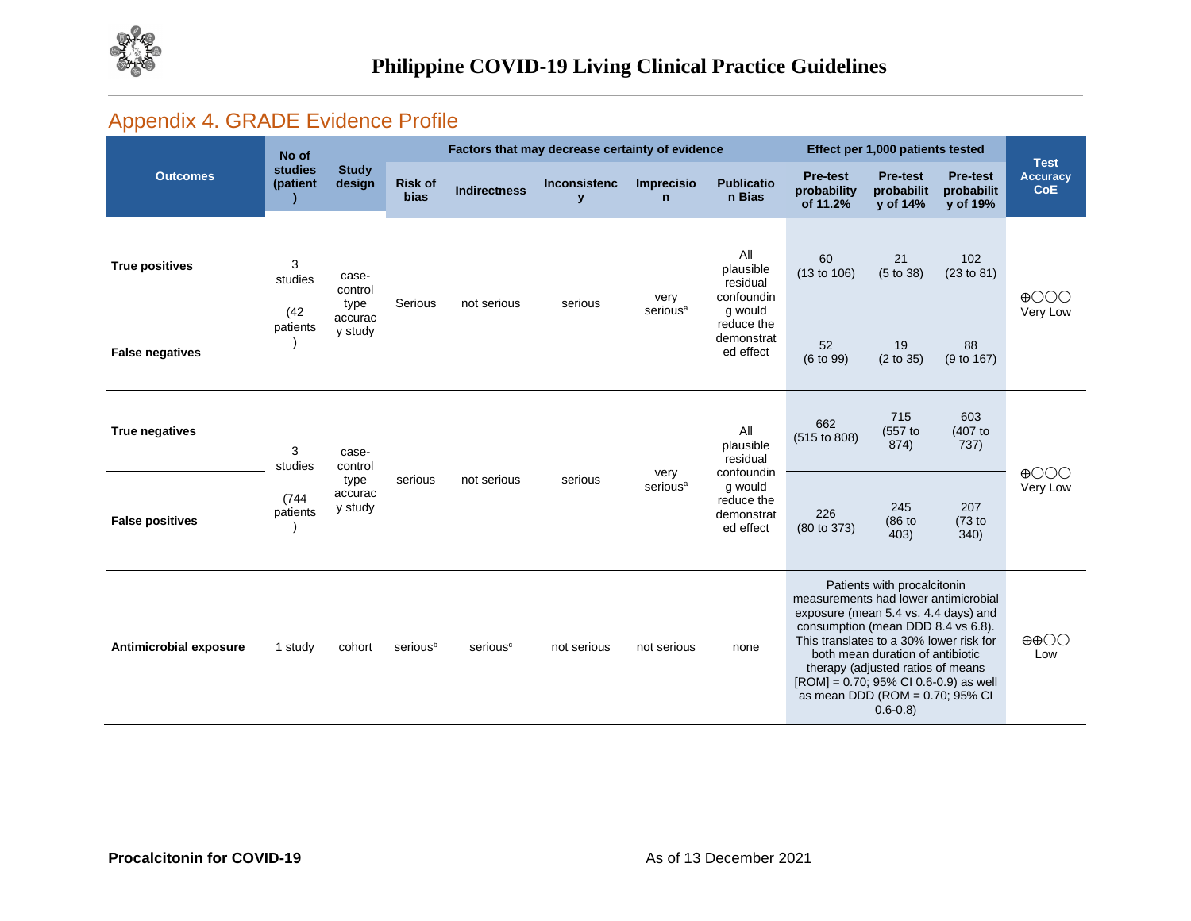## Appendix 4. GRADE Evidence Profile

| Outcomes | No of studies (patient) | Study design | Factors that may decrease certainty of evidence | | | | | Effect per 1,000 patients tested | | | Test Accuracy CoE |
|---|---|---|---|---|---|---|---|---|---|---|---|
| | | | Risk of bias | Indirectness | Inconsistency | Imprecision | Publication Bias | Pre-test probability of 11.2% | Pre-test probability of 14% | Pre-test probability of 19% | |
| **True positives** | 3 studies (42 patients) | case-control type accuracy study | Serious | not serious | serious | very serious[a] | All plausible residual confounding would reduce the demonstrated effect | 60 (13 to 106) | 21 (5 to 38) | 102 (23 to 81) | ⊕◯◯◯ Very Low |
| **False negatives** | | | | | | | | 52 (6 to 99) | 19 (2 to 35) | 88 (9 to 167) | |
| **True negatives** | 3 studies (744 patients) | case-control type accuracy study | serious | not serious | serious | very serious[a] | All plausible residual confounding would reduce the demonstrated effect | 662 (515 to 808) | 715 (557 to 874) | 603 (407 to 737) | ⊕◯◯◯ Very Low |
| **False positives** | | | | | | | | 226 (80 to 373) | 245 (86 to 403) | 207 (73 to 340) | |
| **Antimicrobial exposure** | 1 study | cohort | serious[b] | serious[c] | not serious | not serious | none | Patients with procalcitonin measurements had lower antimicrobial exposure (mean 5.4 vs. 4.4 days) and consumption (mean DDD 8.4 vs 6.8). This translates to a 30% lower risk for both mean duration of antibiotic therapy (adjusted ratios of means [ROM] = 0.70; 95% CI 0.6-0.9) as well as mean DDD (ROM = 0.70; 95% CI 0.6-0.8) | | | ⊕⊕◯◯ Low |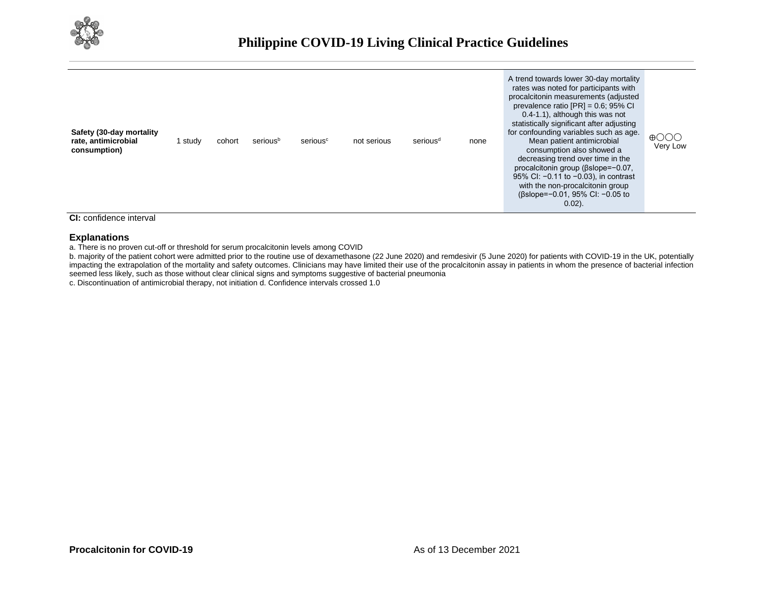| | | | | | | | | | |
|---|---|---|---|---|---|---|---|---|---|
| **Safety (30-day mortality rate, antimicrobial consumption)** | 1 study | cohort | serious[b] | serious[c] | not serious | serious[d] | none | A trend towards lower 30-day mortality rates was noted for participants with procalcitonin measurements (adjusted prevalence ratio [PR] = 0.6; 95% CI 0.4-1.1), although this was not statistically significant after adjusting for confounding variables such as age. Mean patient antimicrobial consumption also showed a decreasing trend over time in the procalcitonin group (βslope=−0.07, 95% CI: −0.11 to −0.03), in contrast with the non-procalcitonin group (βslope=−0.01, 95% CI: −0.05 to 0.02). | ⊕◯◯◯ Very Low |

**CI:** confidence interval

### Explanations

a. There is no proven cut-off or threshold for serum procalcitonin levels among COVID

b. majority of the patient cohort were admitted prior to the routine use of dexamethasone (22 June 2020) and remdesivir (5 June 2020) for patients with COVID-19 in the UK, potentially impacting the extrapolation of the mortality and safety outcomes. Clinicians may have limited their use of the procalcitonin assay in patients in whom the presence of bacterial infection seemed less likely, such as those without clear clinical signs and symptoms suggestive of bacterial pneumonia

c. Discontinuation of antimicrobial therapy, not initiation d. Confidence intervals crossed 1.0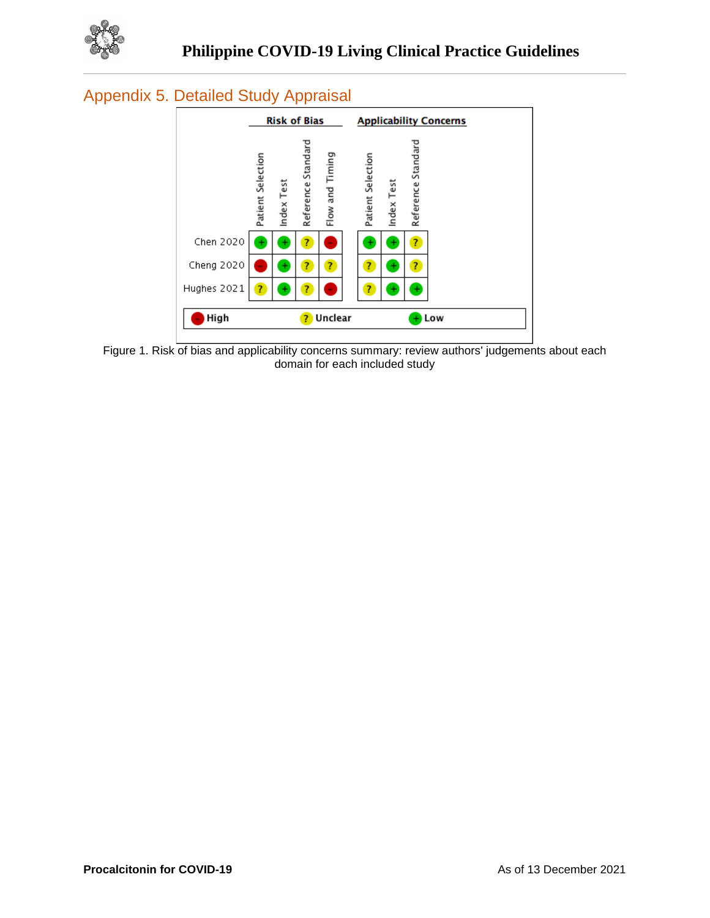## Appendix 5. Detailed Study Appraisal

| | Risk of Bias | | | | Applicability Concerns | | |
|---|---|---|---|---|---|---|---|
| | Patient Selection | Index Test | Reference Standard | Flow and Timing | Patient Selection | Index Test | Reference Standard |
| Chen 2020 | + | + | ? | - | + | + | ? |
| Cheng 2020 | - | + | ? | ? | ? | + | ? |
| Hughes 2021 | ? | + | ? | - | ? | + | + |

- High | ? Unclear | + Low

Figure 1. Risk of bias and applicability concerns summary: review authors' judgements about each domain for each included study